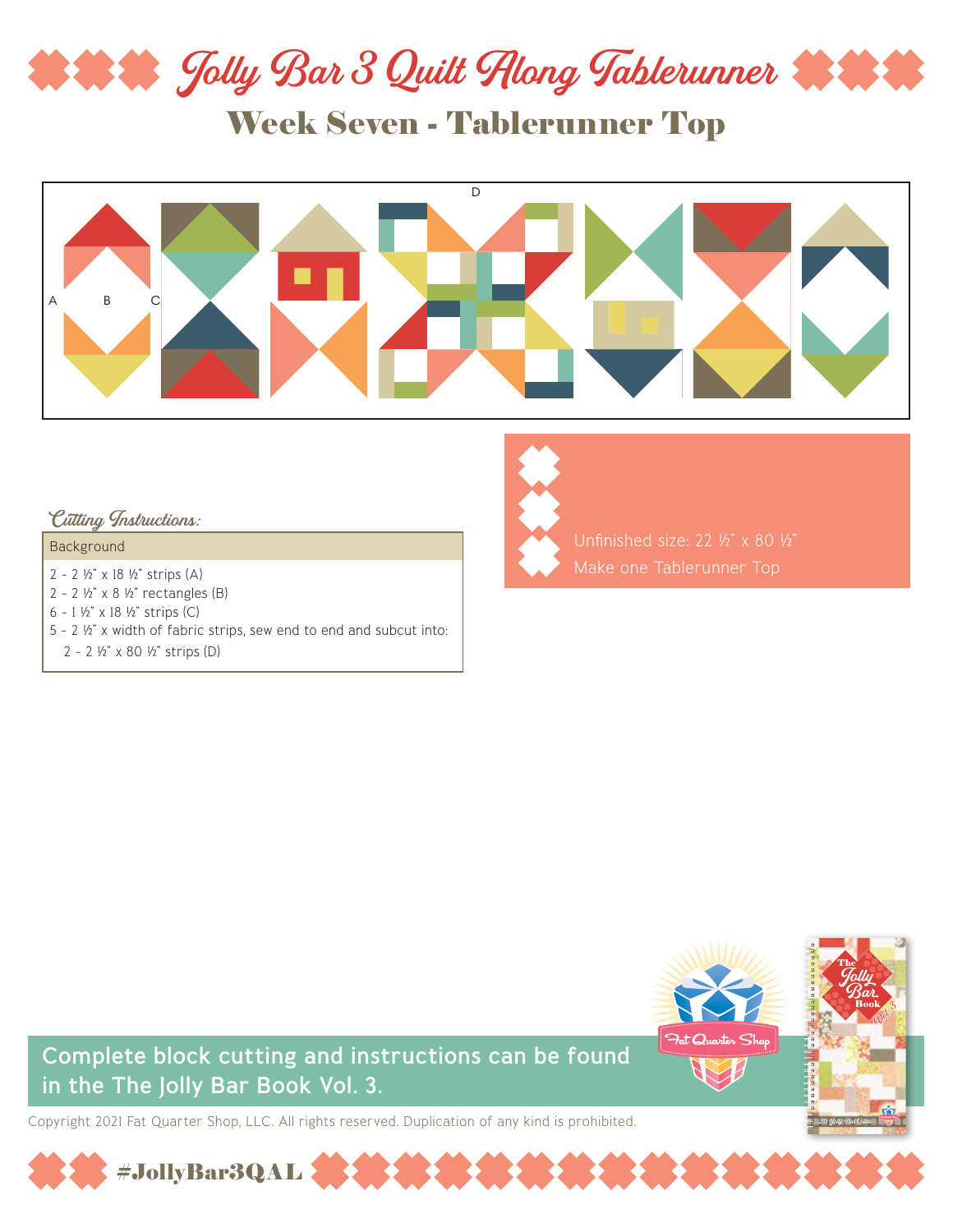# Jolly Bar 3 Quilt Along Tablerunner

## Week Seven - Tablerunner Top

D

A B C

### Cutting Instructions:

**Background**

2 - 2 ½" x 18 ½" strips (A)
2 - 2 ½" x 8 ½" rectangles (B)
6 - 1 ½" x 18 ½" strips (C)
5 - 2 ½" x width of fabric strips, sew end to end and subcut into:
  2 - 2 ½" x 80 ½" strips (D)

Unfinished size: 22 ½" x 80 ½"
Make one Tablerunner Top

**Complete block cutting and instructions can be found in the The Jolly Bar Book Vol. 3.**

Copyright 2021 Fat Quarter Shop, LLC. All rights reserved. Duplication of any kind is prohibited.

#JollyBar3QAL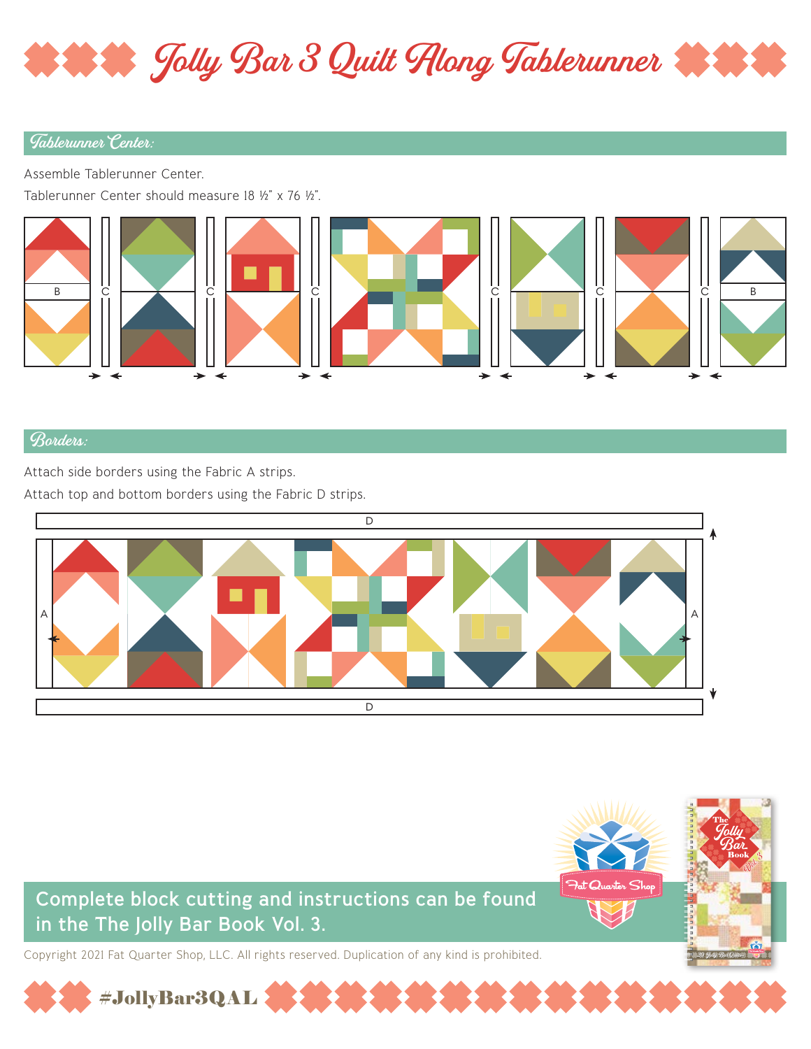# Jolly Bar 3 Quilt Along Tablerunner

## Tablerunner Center:

Assemble Tablerunner Center.

Tablerunner Center should measure 18 ½" x 76 ½".

B C C C C C C B

## Borders:

Attach side borders using the Fabric A strips.

Attach top and bottom borders using the Fabric D strips.

D A A D

Complete block cutting and instructions can be found in the The Jolly Bar Book Vol. 3.

Copyright 2021 Fat Quarter Shop, LLC. All rights reserved. Duplication of any kind is prohibited.

#JollyBar3QAL